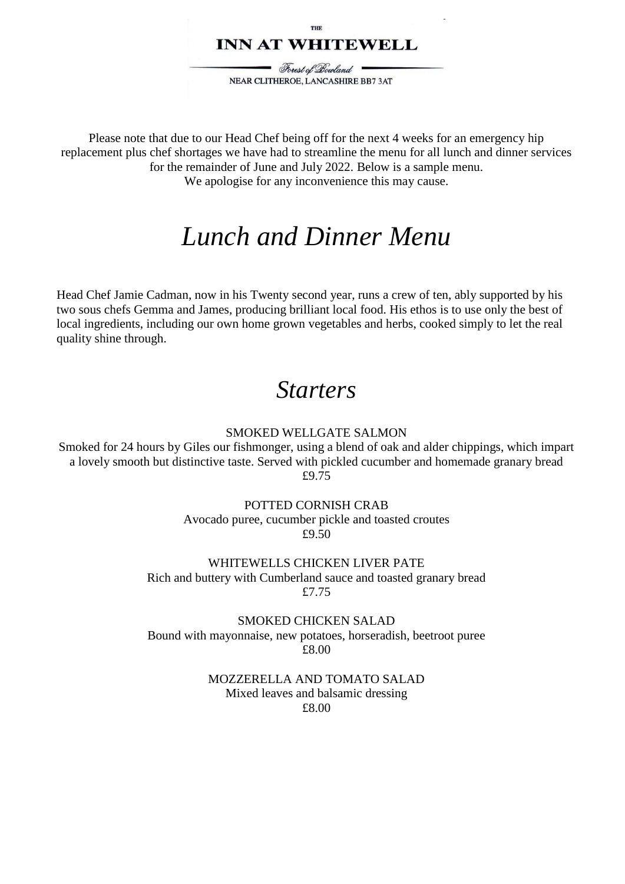THE

**INN AT WHITEWELL**

*Forest of Bowland*

NEAR CLITHEROE, LANCASHIRE BB7 3AT

Please note that due to our Head Chef being off for the next 4 weeks for an emergency hip replacement plus chef shortages we have had to streamline the menu for all lunch and dinner services for the remainder of June and July 2022. Below is a sample menu.
We apologise for any inconvenience this may cause.

# *Lunch and Dinner Menu*

Head Chef Jamie Cadman, now in his Twenty second year, runs a crew of ten, ably supported by his two sous chefs Gemma and James, producing brilliant local food. His ethos is to use only the best of local ingredients, including our own home grown vegetables and herbs, cooked simply to let the real quality shine through.

## *Starters*

SMOKED WELLGATE SALMON
Smoked for 24 hours by Giles our fishmonger, using a blend of oak and alder chippings, which impart a lovely smooth but distinctive taste. Served with pickled cucumber and homemade granary bread
£9.75

POTTED CORNISH CRAB
Avocado puree, cucumber pickle and toasted croutes
£9.50

WHITEWELLS CHICKEN LIVER PATE
Rich and buttery with Cumberland sauce and toasted granary bread
£7.75

SMOKED CHICKEN SALAD
Bound with mayonnaise, new potatoes, horseradish, beetroot puree
£8.00

MOZZERELLA AND TOMATO SALAD
Mixed leaves and balsamic dressing
£8.00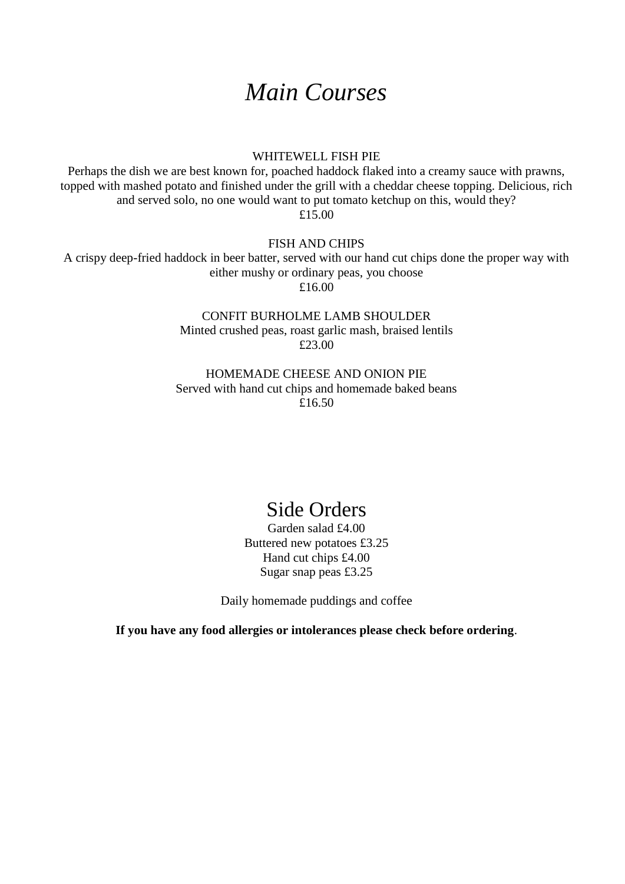# *Main Courses*

WHITEWELL FISH PIE

Perhaps the dish we are best known for, poached haddock flaked into a creamy sauce with prawns, topped with mashed potato and finished under the grill with a cheddar cheese topping. Delicious, rich and served solo, no one would want to put tomato ketchup on this, would they?

£15.00

FISH AND CHIPS

A crispy deep-fried haddock in beer batter, served with our hand cut chips done the proper way with either mushy or ordinary peas, you choose

£16.00

CONFIT BURHOLME LAMB SHOULDER

Minted crushed peas, roast garlic mash, braised lentils

£23.00

HOMEMADE CHEESE AND ONION PIE

Served with hand cut chips and homemade baked beans

£16.50

## Side Orders

Garden salad £4.00

Buttered new potatoes £3.25

Hand cut chips £4.00

Sugar snap peas £3.25

Daily homemade puddings and coffee

**If you have any food allergies or intolerances please check before ordering**.